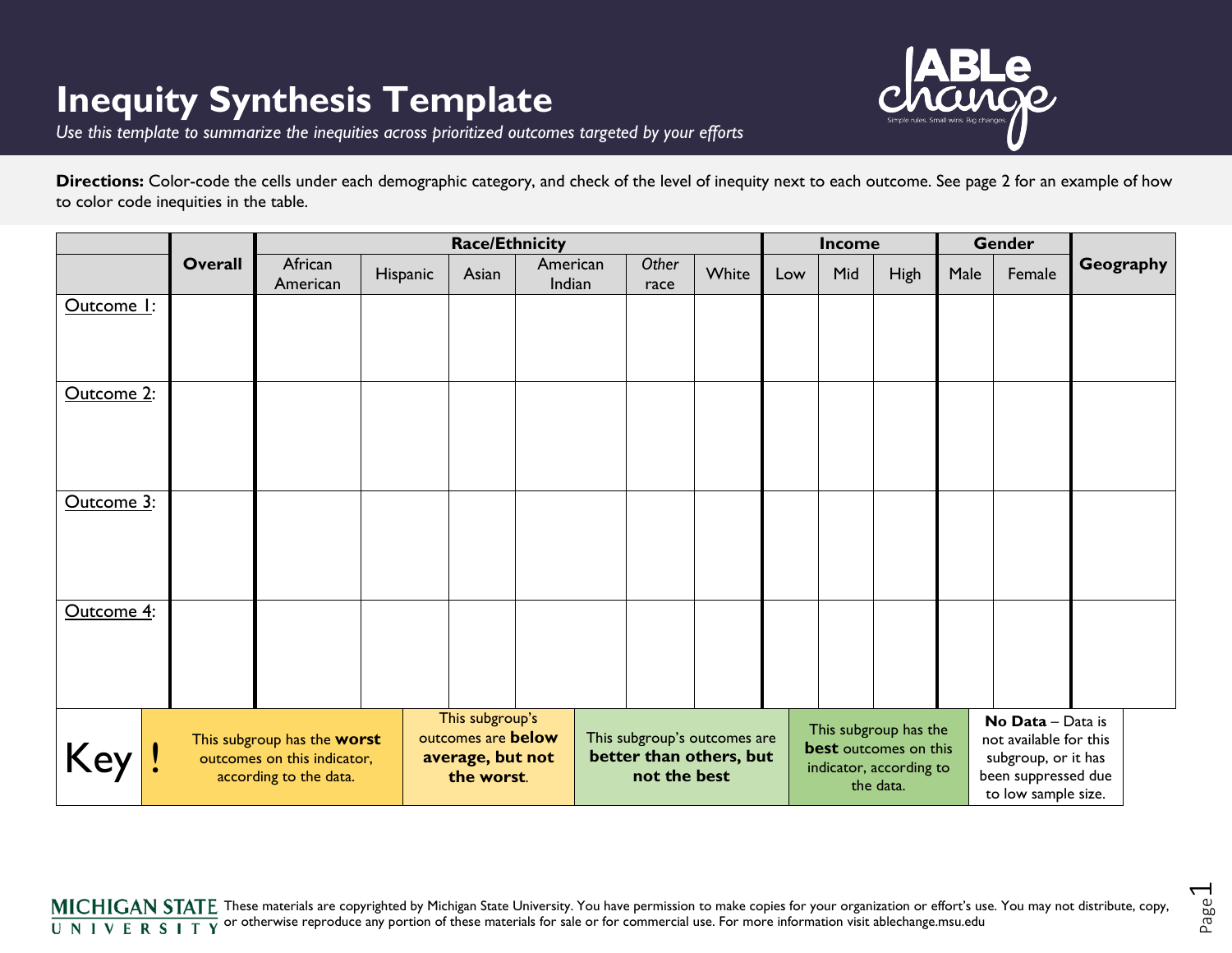# Inequity Synthesis Template

*Use this template to summarize the inequities across prioritized outcomes targeted by your efforts*

**Directions:** Color-code the cells under each demographic category, and check of the level of inequity next to each outcome. See page 2 for an example of how to color code inequities in the table.

| | Overall | Race/Ethnicity | | | | | | Income | | | Gender | | Geography |
|---|---|---|---|---|---|---|---|---|---|---|---|---|---|
| | | African American | Hispanic | Asian | American Indian | *Other* race | White | Low | Mid | High | Male | Female | |
| Outcome 1: | | | | | | | | | | | | | |
| Outcome 2: | | | | | | | | | | | | | |
| Outcome 3: | | | | | | | | | | | | | |
| Outcome 4: | | | | | | | | | | | | | |

| Key | ! | This subgroup has the **worst** outcomes on this indicator, according to the data. | This subgroup's outcomes are **below average, but not the worst**. | This subgroup's outcomes are **better than others, but not the best** | This subgroup has the **best** outcomes on this indicator, according to the data. | **No Data** – Data is not available for this subgroup, or it has been suppressed due to low sample size. |
|---|---|---|---|---|---|---|

MICHIGAN STATE UNIVERSITY These materials are copyrighted by Michigan State University. You have permission to make copies for your organization or effort's use. You may not distribute, copy, or otherwise reproduce any portion of these materials for sale or for commercial use. For more information visit ablechange.msu.edu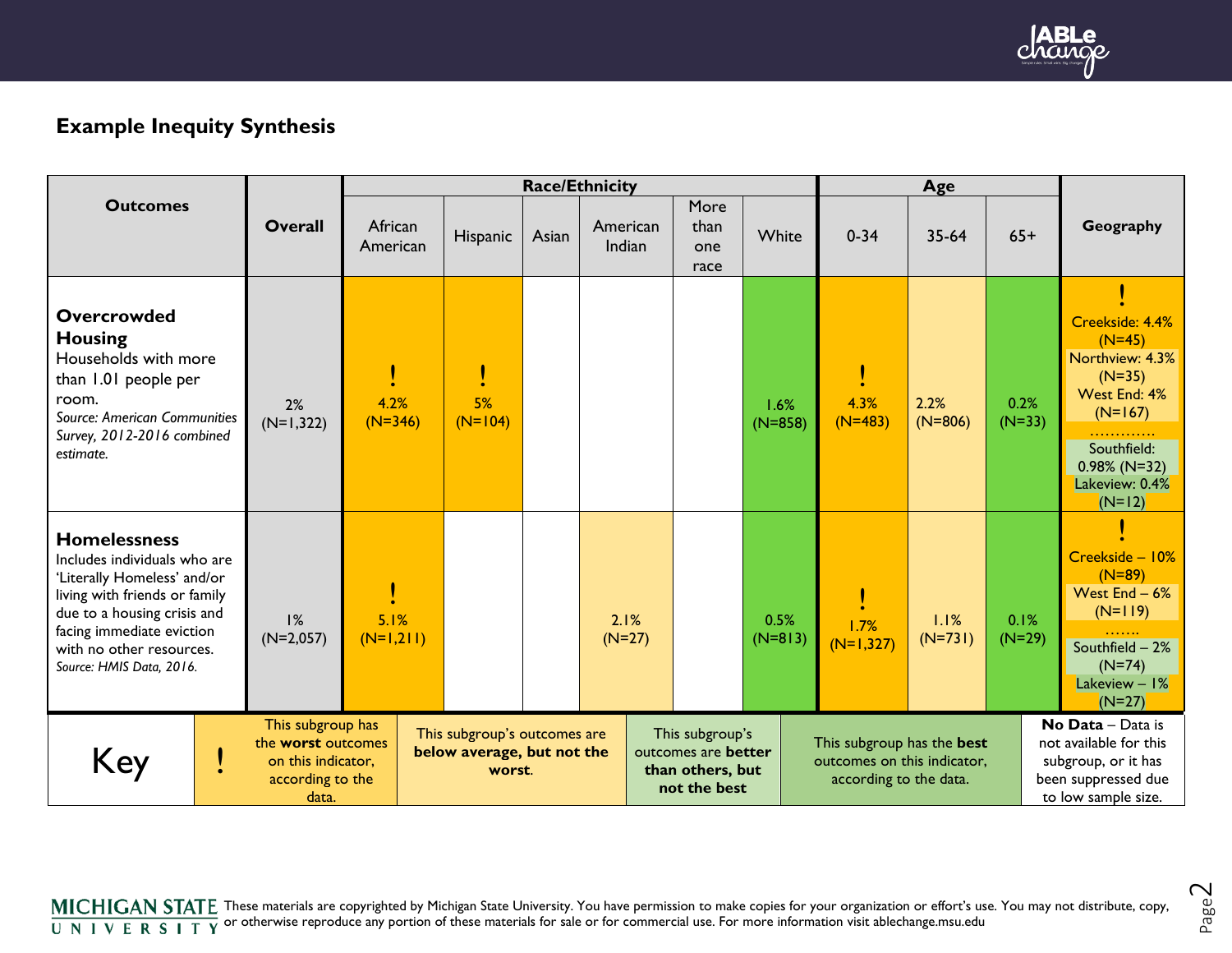## Example Inequity Synthesis

| Outcomes | Overall | Race/Ethnicity | | | | | | Age | | | Geography |
|---|---|---|---|---|---|---|---|---|---|---|---|
| | | African American | Hispanic | Asian | American Indian | More than one race | White | 0-34 | 35-64 | 65+ | |
| **Overcrowded Housing** Households with more than 1.01 people per room. *Source: American Communities Survey, 2012-2016 combined estimate.* | 2% (N=1,322) | ! 4.2% (N=346) | ! 5% (N=104) | | | | 1.6% (N=858) | ! 4.3% (N=483) | 2.2% (N=806) | 0.2% (N=33) | ! Creekside: 4.4% (N=45) Northview: 4.3% (N=35) West End: 4% (N=167) ………… Southfield: 0.98% (N=32) Lakeview: 0.4% (N=12) |
| **Homelessness** Includes individuals who are 'Literally Homeless' and/or living with friends or family due to a housing crisis and facing immediate eviction with no other resources. *Source: HMIS Data, 2016.* | 1% (N=2,057) | ! 5.1% (N=1,211) | | | 2.1% (N=27) | | 0.5% (N=813) | ! 1.7% (N=1,327) | 1.1% (N=731) | 0.1% (N=29) | ! Creekside – 10% (N=89) West End – 6% (N=119) ……. Southfield – 2% (N=74) Lakeview – 1% (N=27) |

| Key | | | | | |
|---|---|---|---|---|---|
| ! | This subgroup has the **worst** outcomes on this indicator, according to the data. | This subgroup's outcomes are **below average, but not the worst**. | This subgroup's outcomes are **better than others, but not the best** | This subgroup has the **best** outcomes on this indicator, according to the data. | **No Data** – Data is not available for this subgroup, or it has been suppressed due to low sample size. |

These materials are copyrighted by Michigan State University. You have permission to make copies for your organization or effort's use. You may not distribute, copy, or otherwise reproduce any portion of these materials for sale or for commercial use. For more information visit ablechange.msu.edu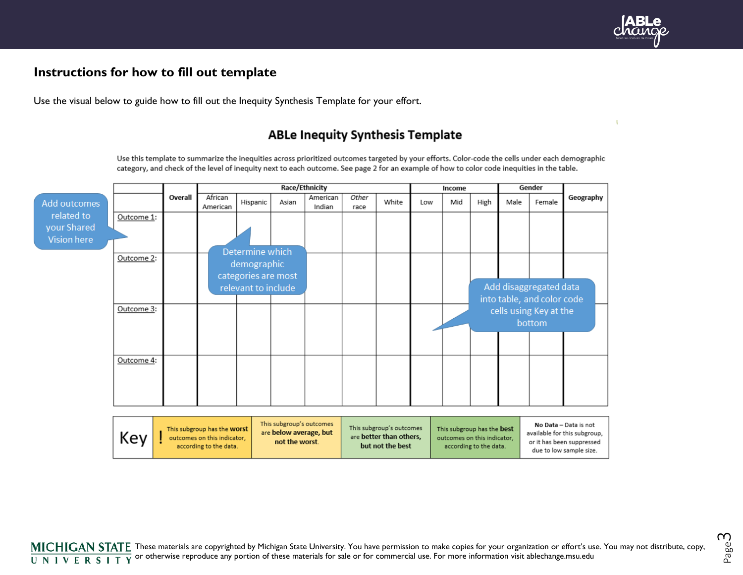## Instructions for how to fill out template

Use the visual below to guide how to fill out the Inequity Synthesis Template for your effort.

### ABLe Inequity Synthesis Template

Use this template to summarize the inequities across prioritized outcomes targeted by your efforts. Color-code the cells under each demographic category, and check of the level of inequity next to each outcome. See page 2 for an example of how to color code inequities in the table.

| | Overall | Race/Ethnicity | | | | | | Income | | | Gender | | Geography |
|---|---|---|---|---|---|---|---|---|---|---|---|---|---|
| | | African American | Hispanic | Asian | American Indian | *Other* race | White | Low | Mid | High | Male | Female | |
| Outcome 1: | | | | | | | | | | | | | |
| Outcome 2: | | | | | | | | | | | | | |
| Outcome 3: | | | | | | | | | | | | | |
| Outcome 4: | | | | | | | | | | | | | |

Add outcomes related to your Shared Vision here

Determine which demographic categories are most relevant to include

Add disaggregated data into table, and color code cells using Key at the bottom

| | | | | | |
|---|---|---|---|---|---|
| Key | ! This subgroup has the **worst** outcomes on this indicator, according to the data. | This subgroup's outcomes are **below average, but not the worst**. | This subgroup's outcomes are **better than others, but not the best** | This subgroup has the **best** outcomes on this indicator, according to the data. | **No Data** – Data is not available for this subgroup, or it has been suppressed due to low sample size. |

These materials are copyrighted by Michigan State University. You have permission to make copies for your organization or effort's use. You may not distribute, copy, or otherwise reproduce any portion of these materials for sale or for commercial use. For more information visit ablechange.msu.edu